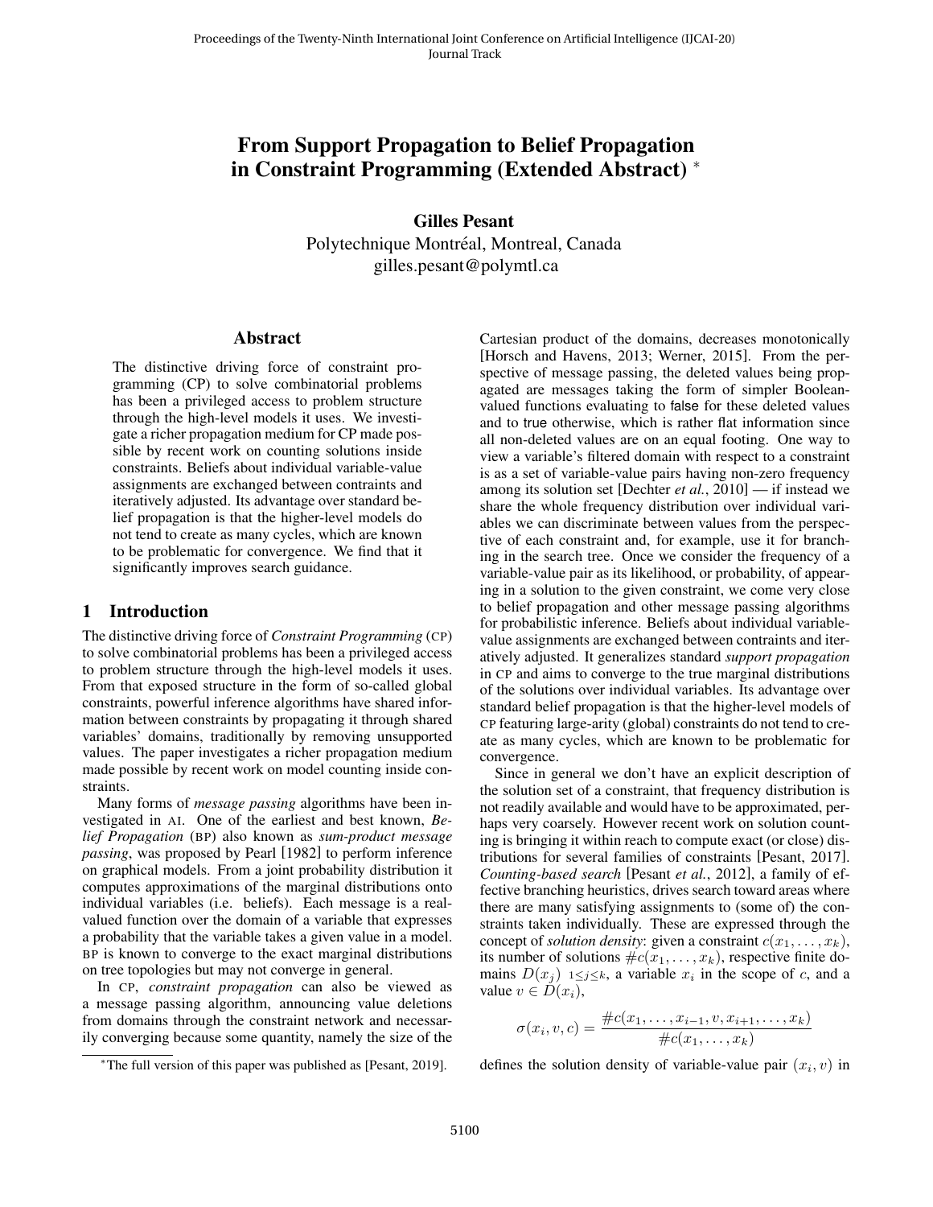# From Support Propagation to Belief Propagation in Constraint Programming (Extended Abstract) *

**Gilles Pesant**

Polytechnique Montréal, Montreal, Canada

gilles.pesant@polymtl.ca

## Abstract

The distinctive driving force of constraint programming (CP) to solve combinatorial problems has been a privileged access to problem structure through the high-level models it uses. We investigate a richer propagation medium for CP made possible by recent work on counting solutions inside constraints. Beliefs about individual variable-value assignments are exchanged between contraints and iteratively adjusted. Its advantage over standard belief propagation is that the higher-level models do not tend to create as many cycles, which are known to be problematic for convergence. We find that it significantly improves search guidance.

## 1 Introduction

The distinctive driving force of *Constraint Programming* (CP) to solve combinatorial problems has been a privileged access to problem structure through the high-level models it uses. From that exposed structure in the form of so-called global constraints, powerful inference algorithms have shared information between constraints by propagating it through shared variables' domains, traditionally by removing unsupported values. The paper investigates a richer propagation medium made possible by recent work on model counting inside constraints.

Many forms of *message passing* algorithms have been investigated in AI. One of the earliest and best known, *Belief Propagation* (BP) also known as *sum-product message passing*, was proposed by Pearl [1982] to perform inference on graphical models. From a joint probability distribution it computes approximations of the marginal distributions onto individual variables (i.e. beliefs). Each message is a real-valued function over the domain of a variable that expresses a probability that the variable takes a given value in a model. BP is known to converge to the exact marginal distributions on tree topologies but may not converge in general.

In CP, *constraint propagation* can also be viewed as a message passing algorithm, announcing value deletions from domains through the constraint network and necessarily converging because some quantity, namely the size of the Cartesian product of the domains, decreases monotonically [Horsch and Havens, 2013; Werner, 2015]. From the perspective of message passing, the deleted values being propagated are messages taking the form of simpler Boolean-valued functions evaluating to false for these deleted values and to true otherwise, which is rather flat information since all non-deleted values are on an equal footing. One way to view a variable's filtered domain with respect to a constraint is as a set of variable-value pairs having non-zero frequency among its solution set [Dechter *et al.*, 2010] — if instead we share the whole frequency distribution over individual variables we can discriminate between values from the perspective of each constraint and, for example, use it for branching in the search tree. Once we consider the frequency of a variable-value pair as its likelihood, or probability, of appearing in a solution to the given constraint, we come very close to belief propagation and other message passing algorithms for probabilistic inference. Beliefs about individual variable-value assignments are exchanged between contraints and iteratively adjusted. It generalizes standard *support propagation* in CP and aims to converge to the true marginal distributions of the solutions over individual variables. Its advantage over standard belief propagation is that the higher-level models of CP featuring large-arity (global) constraints do not tend to create as many cycles, which are known to be problematic for convergence.

Since in general we don't have an explicit description of the solution set of a constraint, that frequency distribution is not readily available and would have to be approximated, perhaps very coarsely. However recent work on solution counting is bringing it within reach to compute exact (or close) distributions for several families of constraints [Pesant, 2017]. *Counting-based search* [Pesant *et al.*, 2012], a family of effective branching heuristics, drives search toward areas where there are many satisfying assignments to (some of) the constraints taken individually. These are expressed through the concept of *solution density*: given a constraint $c(x_1, \dots, x_k)$, its number of solutions $\#c(x_1, \dots, x_k)$, respective finite domains $D(x_j)$ $_{1 \leq j \leq k}$, a variable $x_i$ in the scope of $c$, and a value $v \in D(x_i)$,

$$\sigma(x_i, v, c) = \frac{\#c(x_1, \dots, x_{i-1}, v, x_{i+1}, \dots, x_k)}{\#c(x_1, \dots, x_k)}$$

defines the solution density of variable-value pair $(x_i, v)$ in

*The full version of this paper was published as [Pesant, 2019].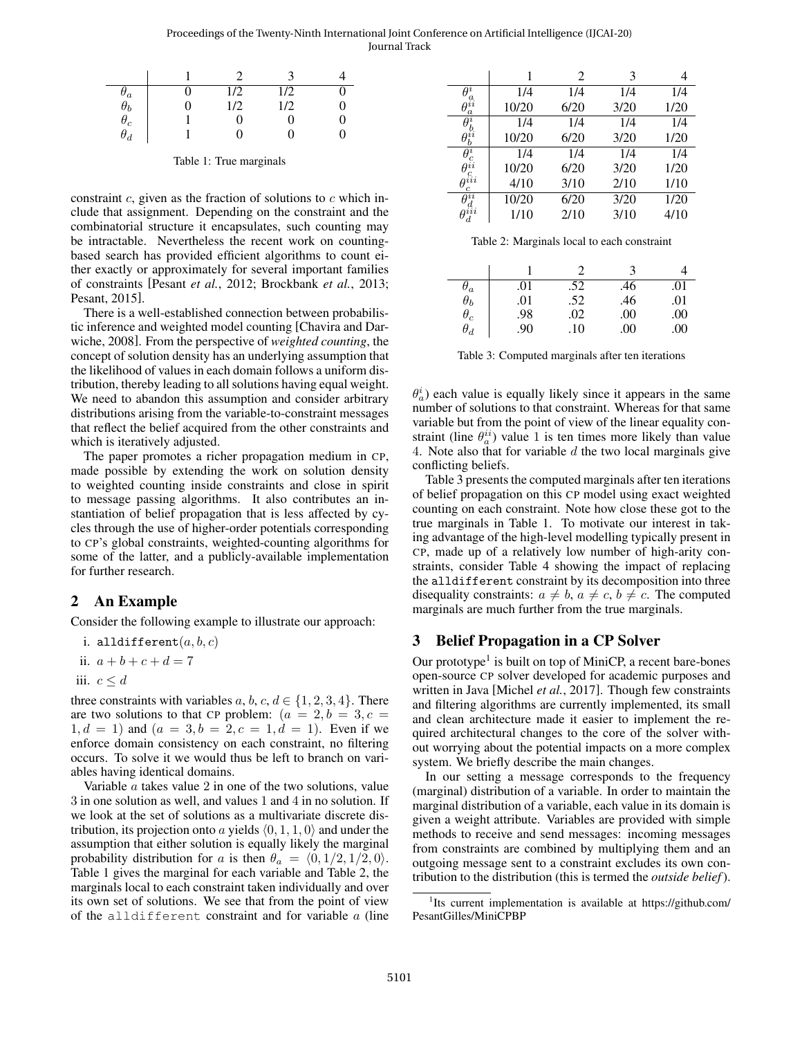|  | 1 | 2 | 3 | 4 |
| --- | --- | --- | --- | --- |
| $\theta_a$ | 0 | 1/2 | 1/2 | 0 |
| $\theta_b$ | 0 | 1/2 | 1/2 | 0 |
| $\theta_c$ | 1 | 0 | 0 | 0 |
| $\theta_d$ | 1 | 0 | 0 | 0 |

Table 1: True marginals

constraint $c$, given as the fraction of solutions to $c$ which include that assignment. Depending on the constraint and the combinatorial structure it encapsulates, such counting may be intractable. Nevertheless the recent work on counting-based search has provided efficient algorithms to count either exactly or approximately for several important families of constraints [Pesant *et al.*, 2012; Brockbank *et al.*, 2013; Pesant, 2015].

There is a well-established connection between probabilistic inference and weighted model counting [Chavira and Darwiche, 2008]. From the perspective of *weighted counting*, the concept of solution density has an underlying assumption that the likelihood of values in each domain follows a uniform distribution, thereby leading to all solutions having equal weight. We need to abandon this assumption and consider arbitrary distributions arising from the variable-to-constraint messages that reflect the belief acquired from the other constraints and which is iteratively adjusted.

The paper promotes a richer propagation medium in CP, made possible by extending the work on solution density to weighted counting inside constraints and close in spirit to message passing algorithms. It also contributes an instantiation of belief propagation that is less affected by cycles through the use of higher-order potentials corresponding to CP's global constraints, weighted-counting algorithms for some of the latter, and a publicly-available implementation for further research.

## 2 An Example

Consider the following example to illustrate our approach:

i. alldifferent$(a, b, c)$

ii. $a + b + c + d = 7$

iii. $c \leq d$

three constraints with variables $a$, $b$, $c$, $d \in \{1, 2, 3, 4\}$. There are two solutions to that CP problem: $(a = 2, b = 3, c = 1, d = 1)$ and $(a = 3, b = 2, c = 1, d = 1)$. Even if we enforce domain consistency on each constraint, no filtering occurs. To solve it we would thus be left to branch on variables having identical domains.

Variable $a$ takes value 2 in one of the two solutions, value 3 in one solution as well, and values 1 and 4 in no solution. If we look at the set of solutions as a multivariate discrete distribution, its projection onto $a$ yields $\langle 0, 1, 1, 0\rangle$ and under the assumption that either solution is equally likely the marginal probability distribution for $a$ is then $\theta_a = \langle 0, 1/2, 1/2, 0\rangle$. Table 1 gives the marginal for each variable and Table 2, the marginals local to each constraint taken individually and over its own set of solutions. We see that from the point of view of the alldifferent constraint and for variable $a$ (line $\theta_a^i$) each value is equally likely since it appears in the same number of solutions to that constraint. Whereas for that same variable but from the point of view of the linear equality constraint (line $\theta_a^{ii}$) value 1 is ten times more likely than value 4. Note also that for variable $d$ the two local marginals give conflicting beliefs.

|  | 1 | 2 | 3 | 4 |
| --- | --- | --- | --- | --- |
| $\theta_a^i$ | 1/4 | 1/4 | 1/4 | 1/4 |
| $\theta_a^{ii}$ | 10/20 | 6/20 | 3/20 | 1/20 |
| $\theta_b^i$ | 1/4 | 1/4 | 1/4 | 1/4 |
| $\theta_b^{ii}$ | 10/20 | 6/20 | 3/20 | 1/20 |
| $\theta_c^i$ | 1/4 | 1/4 | 1/4 | 1/4 |
| $\theta_c^{ii}$ | 10/20 | 6/20 | 3/20 | 1/20 |
| $\theta_c^{iii}$ | 4/10 | 3/10 | 2/10 | 1/10 |
| $\theta_d^{ii}$ | 10/20 | 6/20 | 3/20 | 1/20 |
| $\theta_d^{iii}$ | 1/10 | 2/10 | 3/10 | 4/10 |

Table 2: Marginals local to each constraint

|  | 1 | 2 | 3 | 4 |
| --- | --- | --- | --- | --- |
| $\theta_a$ | .01 | .52 | .46 | .01 |
| $\theta_b$ | .01 | .52 | .46 | .01 |
| $\theta_c$ | .98 | .02 | .00 | .00 |
| $\theta_d$ | .90 | .10 | .00 | .00 |

Table 3: Computed marginals after ten iterations

Table 3 presents the computed marginals after ten iterations of belief propagation on this CP model using exact weighted counting on each constraint. Note how close these got to the true marginals in Table 1. To motivate our interest in taking advantage of the high-level modelling typically present in CP, made up of a relatively low number of high-arity constraints, consider Table 4 showing the impact of replacing the alldifferent constraint by its decomposition into three disequality constraints: $a \neq b$, $a \neq c$, $b \neq c$. The computed marginals are much further from the true marginals.

## 3 Belief Propagation in a CP Solver

Our prototype[1] is built on top of MiniCP, a recent bare-bones open-source CP solver developed for academic purposes and written in Java [Michel *et al.*, 2017]. Though few constraints and filtering algorithms are currently implemented, its small and clean architecture made it easier to implement the required architectural changes to the core of the solver without worrying about the potential impacts on a more complex system. We briefly describe the main changes.

In our setting a message corresponds to the frequency (marginal) distribution of a variable. In order to maintain the marginal distribution of a variable, each value in its domain is given a weight attribute. Variables are provided with simple methods to receive and send messages: incoming messages from constraints are combined by multiplying them and an outgoing message sent to a constraint excludes its own contribution to the distribution (this is termed the *outside belief*).

[1] Its current implementation is available at https://github.com/PesantGilles/MiniCPBP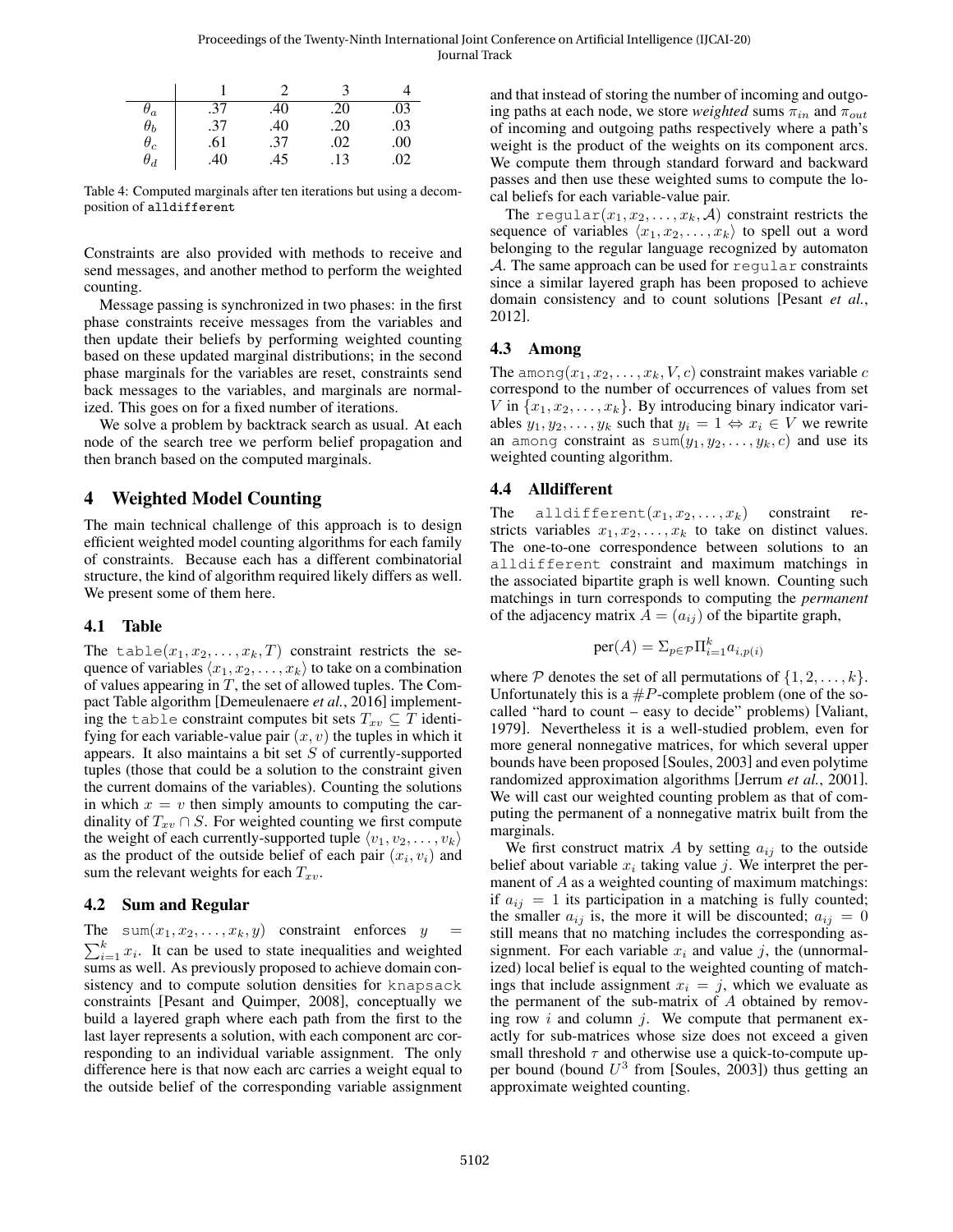|  | 1 | 2 | 3 | 4 |
|---|---|---|---|---|
| $\theta_a$ | .37 | .40 | .20 | .03 |
| $\theta_b$ | .37 | .40 | .20 | .03 |
| $\theta_c$ | .61 | .37 | .02 | .00 |
| $\theta_d$ | .40 | .45 | .13 | .02 |

Table 4: Computed marginals after ten iterations but using a decomposition of `alldifferent`

Constraints are also provided with methods to receive and send messages, and another method to perform the weighted counting.

Message passing is synchronized in two phases: in the first phase constraints receive messages from the variables and then update their beliefs by performing weighted counting based on these updated marginal distributions; in the second phase marginals for the variables are reset, constraints send back messages to the variables, and marginals are normalized. This goes on for a fixed number of iterations.

We solve a problem by backtrack search as usual. At each node of the search tree we perform belief propagation and then branch based on the computed marginals.

## 4 Weighted Model Counting

The main technical challenge of this approach is to design efficient weighted model counting algorithms for each family of constraints. Because each has a different combinatorial structure, the kind of algorithm required likely differs as well. We present some of them here.

### 4.1 Table

The $\texttt{table}(x_1, x_2, \ldots, x_k, T)$ constraint restricts the sequence of variables $\langle x_1, x_2, \ldots, x_k \rangle$ to take on a combination of values appearing in $T$, the set of allowed tuples. The Compact Table algorithm [Demeulenaere *et al.*, 2016] implementing the `table` constraint computes bit sets $T_{xv} \subseteq T$ identifying for each variable-value pair $(x, v)$ the tuples in which it appears. It also maintains a bit set $S$ of currently-supported tuples (those that could be a solution to the constraint given the current domains of the variables). Counting the solutions in which $x = v$ then simply amounts to computing the cardinality of $T_{xv} \cap S$. For weighted counting we first compute the weight of each currently-supported tuple $\langle v_1, v_2, \ldots, v_k \rangle$ as the product of the outside belief of each pair $(x_i, v_i)$ and sum the relevant weights for each $T_{xv}$.

### 4.2 Sum and Regular

The $\texttt{sum}(x_1, x_2, \ldots, x_k, y)$ constraint enforces $y = \sum_{i=1}^{k} x_i$. It can be used to state inequalities and weighted sums as well. As previously proposed to achieve domain consistency and to compute solution densities for `knapsack` constraints [Pesant and Quimper, 2008], conceptually we build a layered graph where each path from the first to the last layer represents a solution, with each component arc corresponding to an individual variable assignment. The only difference here is that now each arc carries a weight equal to the outside belief of the corresponding variable assignment and that instead of storing the number of incoming and outgoing paths at each node, we store *weighted* sums $\pi_{in}$ and $\pi_{out}$ of incoming and outgoing paths respectively where a path's weight is the product of the weights on its component arcs. We compute them through standard forward and backward passes and then use these weighted sums to compute the local beliefs for each variable-value pair.

The $\texttt{regular}(x_1, x_2, \ldots, x_k, \mathcal{A})$ constraint restricts the sequence of variables $\langle x_1, x_2, \ldots, x_k \rangle$ to spell out a word belonging to the regular language recognized by automaton $\mathcal{A}$. The same approach can be used for `regular` constraints since a similar layered graph has been proposed to achieve domain consistency and to count solutions [Pesant *et al.*, 2012].

### 4.3 Among

The $\texttt{among}(x_1, x_2, \ldots, x_k, V, c)$ constraint makes variable $c$ correspond to the number of occurrences of values from set $V$ in $\{x_1, x_2, \ldots, x_k\}$. By introducing binary indicator variables $y_1, y_2, \ldots, y_k$ such that $y_i = 1 \Leftrightarrow x_i \in V$ we rewrite an `among` constraint as $\texttt{sum}(y_1, y_2, \ldots, y_k, c)$ and use its weighted counting algorithm.

### 4.4 Alldifferent

The $\texttt{alldifferent}(x_1, x_2, \ldots, x_k)$ constraint restricts variables $x_1, x_2, \ldots, x_k$ to take on distinct values. The one-to-one correspondence between solutions to an `alldifferent` constraint and maximum matchings in the associated bipartite graph is well known. Counting such matchings in turn corresponds to computing the *permanent* of the adjacency matrix $A = (a_{ij})$ of the bipartite graph,

$$\text{per}(A) = \Sigma_{p \in \mathcal{P}} \Pi_{i=1}^{k} a_{i,p(i)}$$

where $\mathcal{P}$ denotes the set of all permutations of $\{1, 2, \ldots, k\}$. Unfortunately this is a $\#P$-complete problem (one of the so-called "hard to count – easy to decide" problems) [Valiant, 1979]. Nevertheless it is a well-studied problem, even for more general nonnegative matrices, for which several upper bounds have been proposed [Soules, 2003] and even polytime randomized approximation algorithms [Jerrum *et al.*, 2001]. We will cast our weighted counting problem as that of computing the permanent of a nonnegative matrix built from the marginals.

We first construct matrix $A$ by setting $a_{ij}$ to the outside belief about variable $x_i$ taking value $j$. We interpret the permanent of $A$ as a weighted counting of maximum matchings: if $a_{ij} = 1$ its participation in a matching is fully counted; the smaller $a_{ij}$ is, the more it will be discounted; $a_{ij} = 0$ still means that no matching includes the corresponding assignment. For each variable $x_i$ and value $j$, the (unnormalized) local belief is equal to the weighted counting of matchings that include assignment $x_i = j$, which we evaluate as the permanent of the sub-matrix of $A$ obtained by removing row $i$ and column $j$. We compute that permanent exactly for sub-matrices whose size does not exceed a given small threshold $\tau$ and otherwise use a quick-to-compute upper bound (bound $U^3$ from [Soules, 2003]) thus getting an approximate weighted counting.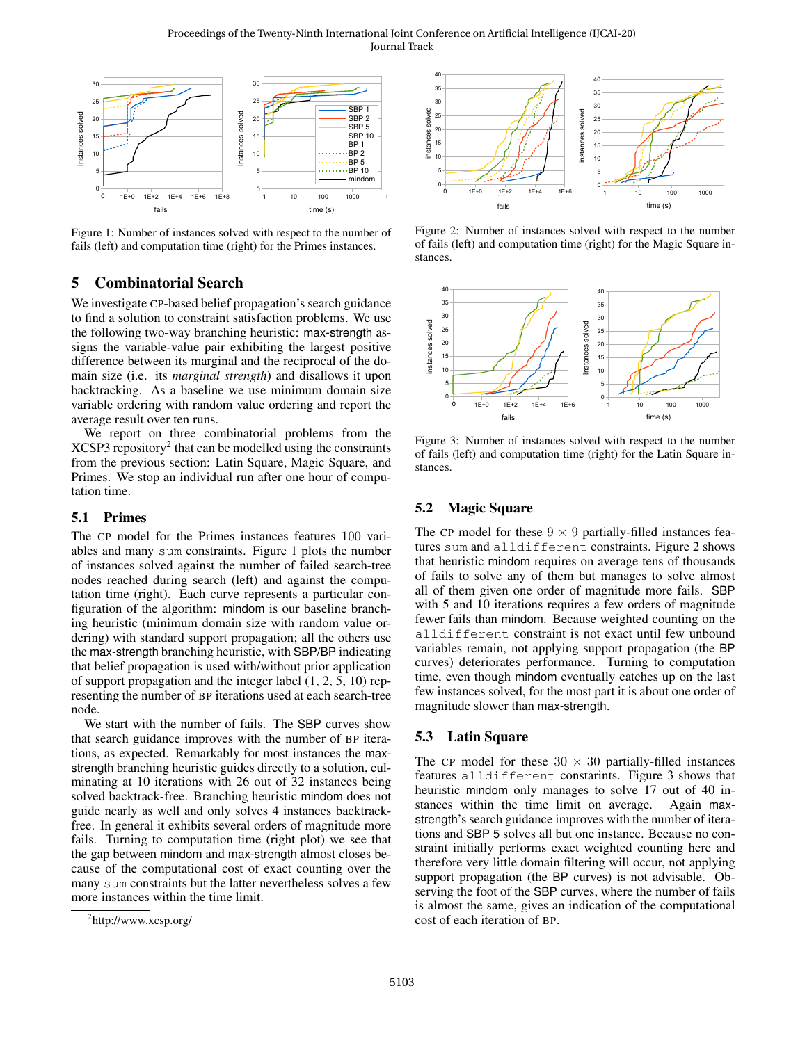Figure 1: Number of instances solved with respect to the number of fails (left) and computation time (right) for the Primes instances.

Figure 2: Number of instances solved with respect to the number of fails (left) and computation time (right) for the Magic Square instances.

Figure 3: Number of instances solved with respect to the number of fails (left) and computation time (right) for the Latin Square instances.

## 5 Combinatorial Search

We investigate CP-based belief propagation's search guidance to find a solution to constraint satisfaction problems. We use the following two-way branching heuristic: max-strength assigns the variable-value pair exhibiting the largest positive difference between its marginal and the reciprocal of the domain size (i.e. its *marginal strength*) and disallows it upon backtracking. As a baseline we use minimum domain size variable ordering with random value ordering and report the average result over ten runs.

We report on three combinatorial problems from the XCSP3 repository[2] that can be modelled using the constraints from the previous section: Latin Square, Magic Square, and Primes. We stop an individual run after one hour of computation time.

### 5.1 Primes

The CP model for the Primes instances features 100 variables and many `sum` constraints. Figure 1 plots the number of instances solved against the number of failed search-tree nodes reached during search (left) and against the computation time (right). Each curve represents a particular configuration of the algorithm: mindom is our baseline branching heuristic (minimum domain size with random value ordering) with standard support propagation; all the others use the max-strength branching heuristic, with SBP/BP indicating that belief propagation is used with/without prior application of support propagation and the integer label (1, 2, 5, 10) representing the number of BP iterations used at each search-tree node.

We start with the number of fails. The SBP curves show that search guidance improves with the number of BP iterations, as expected. Remarkably for most instances the max-strength branching heuristic guides directly to a solution, culminating at 10 iterations with 26 out of 32 instances being solved backtrack-free. Branching heuristic mindom does not guide nearly as well and only solves 4 instances backtrack-free. In general it exhibits several orders of magnitude more fails. Turning to computation time (right plot) we see that the gap between mindom and max-strength almost closes because of the computational cost of exact counting over the many `sum` constraints but the latter nevertheless solves a few more instances within the time limit.

[2]http://www.xcsp.org/

### 5.2 Magic Square

The CP model for these $9 \times 9$ partially-filled instances features `sum` and `alldifferent` constraints. Figure 2 shows that heuristic mindom requires on average tens of thousands of fails to solve any of them but manages to solve almost all of them given one order of magnitude more fails. SBP with 5 and 10 iterations requires a few orders of magnitude fewer fails than mindom. Because weighted counting on the `alldifferent` constraint is not exact until few unbound variables remain, not applying support propagation (the BP curves) deteriorates performance. Turning to computation time, even though mindom eventually catches up on the last few instances solved, for the most part it is about one order of magnitude slower than max-strength.

### 5.3 Latin Square

The CP model for these $30 \times 30$ partially-filled instances features `alldifferent` constraints. Figure 3 shows that heuristic mindom only manages to solve 17 out of 40 instances within the time limit on average. Again max-strength's search guidance improves with the number of iterations and SBP 5 solves all but one instance. Because no constraint initially performs exact weighted counting here and therefore very little domain filtering will occur, not applying support propagation (the BP curves) is not advisable. Observing the foot of the SBP curves, where the number of fails is almost the same, gives an indication of the computational cost of each iteration of BP.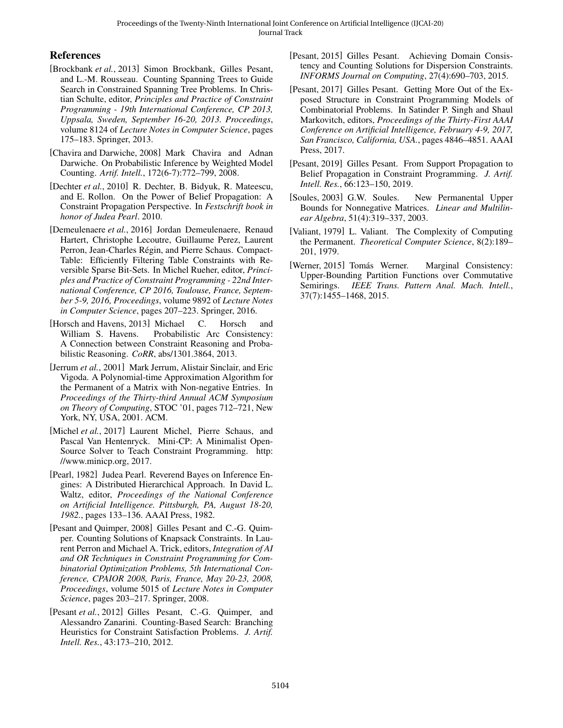## References

[Brockbank *et al.*, 2013] Simon Brockbank, Gilles Pesant, and L.-M. Rousseau. Counting Spanning Trees to Guide Search in Constrained Spanning Tree Problems. In Christian Schulte, editor, *Principles and Practice of Constraint Programming - 19th International Conference, CP 2013, Uppsala, Sweden, September 16-20, 2013. Proceedings*, volume 8124 of *Lecture Notes in Computer Science*, pages 175–183. Springer, 2013.

[Chavira and Darwiche, 2008] Mark Chavira and Adnan Darwiche. On Probabilistic Inference by Weighted Model Counting. *Artif. Intell.*, 172(6-7):772–799, 2008.

[Dechter *et al.*, 2010] R. Dechter, B. Bidyuk, R. Mateescu, and E. Rollon. On the Power of Belief Propagation: A Constraint Propagation Perspective. In *Festschrift book in honor of Judea Pearl*. 2010.

[Demeulenaere *et al.*, 2016] Jordan Demeulenaere, Renaud Hartert, Christophe Lecoutre, Guillaume Perez, Laurent Perron, Jean-Charles Régin, and Pierre Schaus. Compact-Table: Efficiently Filtering Table Constraints with Reversible Sparse Bit-Sets. In Michel Rueher, editor, *Principles and Practice of Constraint Programming - 22nd International Conference, CP 2016, Toulouse, France, September 5-9, 2016, Proceedings*, volume 9892 of *Lecture Notes in Computer Science*, pages 207–223. Springer, 2016.

[Horsch and Havens, 2013] Michael C. Horsch and William S. Havens. Probabilistic Arc Consistency: A Connection between Constraint Reasoning and Probabilistic Reasoning. *CoRR*, abs/1301.3864, 2013.

[Jerrum *et al.*, 2001] Mark Jerrum, Alistair Sinclair, and Eric Vigoda. A Polynomial-time Approximation Algorithm for the Permanent of a Matrix with Non-negative Entries. In *Proceedings of the Thirty-third Annual ACM Symposium on Theory of Computing*, STOC '01, pages 712–721, New York, NY, USA, 2001. ACM.

[Michel *et al.*, 2017] Laurent Michel, Pierre Schaus, and Pascal Van Hentenryck. Mini-CP: A Minimalist Open-Source Solver to Teach Constraint Programming. http://www.minicp.org, 2017.

[Pearl, 1982] Judea Pearl. Reverend Bayes on Inference Engines: A Distributed Hierarchical Approach. In David L. Waltz, editor, *Proceedings of the National Conference on Artificial Intelligence. Pittsburgh, PA, August 18-20, 1982.*, pages 133–136. AAAI Press, 1982.

[Pesant and Quimper, 2008] Gilles Pesant and C.-G. Quimper. Counting Solutions of Knapsack Constraints. In Laurent Perron and Michael A. Trick, editors, *Integration of AI and OR Techniques in Constraint Programming for Combinatorial Optimization Problems, 5th International Conference, CPAIOR 2008, Paris, France, May 20-23, 2008, Proceedings*, volume 5015 of *Lecture Notes in Computer Science*, pages 203–217. Springer, 2008.

[Pesant *et al.*, 2012] Gilles Pesant, C.-G. Quimper, and Alessandro Zanarini. Counting-Based Search: Branching Heuristics for Constraint Satisfaction Problems. *J. Artif. Intell. Res.*, 43:173–210, 2012.

[Pesant, 2015] Gilles Pesant. Achieving Domain Consistency and Counting Solutions for Dispersion Constraints. *INFORMS Journal on Computing*, 27(4):690–703, 2015.

[Pesant, 2017] Gilles Pesant. Getting More Out of the Exposed Structure in Constraint Programming Models of Combinatorial Problems. In Satinder P. Singh and Shaul Markovitch, editors, *Proceedings of the Thirty-First AAAI Conference on Artificial Intelligence, February 4-9, 2017, San Francisco, California, USA.*, pages 4846–4851. AAAI Press, 2017.

[Pesant, 2019] Gilles Pesant. From Support Propagation to Belief Propagation in Constraint Programming. *J. Artif. Intell. Res.*, 66:123–150, 2019.

[Soules, 2003] G.W. Soules. New Permanental Upper Bounds for Nonnegative Matrices. *Linear and Multilinear Algebra*, 51(4):319–337, 2003.

[Valiant, 1979] L. Valiant. The Complexity of Computing the Permanent. *Theoretical Computer Science*, 8(2):189–201, 1979.

[Werner, 2015] Tomás Werner. Marginal Consistency: Upper-Bounding Partition Functions over Commutative Semirings. *IEEE Trans. Pattern Anal. Mach. Intell.*, 37(7):1455–1468, 2015.